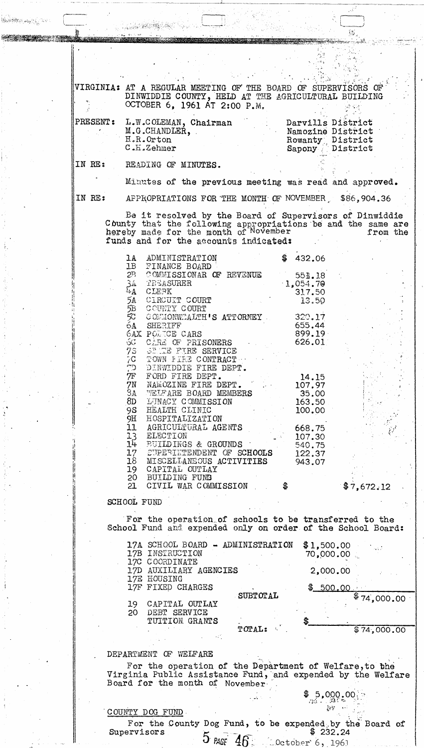VIRGINIA: AT A REGULAR MEETING OF THE BOARD OF SUPERVISORS OF DINWIDDIE COUNTY, HELD AT THE AGRICULTURAL BUILDING OCTOBER 6, 1961 AT 2:00 P.M.

| PRESENT: | |
|---|---|
| L.W.COLEMAN, Chairman | Darvills District |
| M.G.CHANDLER, | Namozine District |
| H.R.Orton | Rowanty District |
| C.H.Zehmer | Sapony District |

IN RE: READING OF MINUTES.

Minutes of the previous meeting was read and approved.

IN RE: APPROPRIATIONS FOR THE MONTH OF NOVEMBER $86,904.36

Be it resolved by the Board of Supervisors of Dinwiddie County that the following appropriations be and the same are hereby made for the month of November from the funds and for the accounts indicated:

| | | | |
|---|---|---|---|
| 1A | ADMINISTRATION | $ 432.06 | |
| 1B | FINANCE BOARD | | |
| 2B | COMMISSIONAR OF REVENUE | 551.18 | |
| 3A | TREASURER | 1,054.79 | |
| 4A | CLERK | 317.50 | |
| 5A | CIRCUIT COURT | 13.50 | |
| 5B | COUNTY COURT | | |
| 5C | COMMONWEALTH'S ATTORNEY | 320.17 | |
| 6A | SHERIFF | 655.44 | |
| 6AX | POLICE CARS | 899.19 | |
| 6C | CARE OF PRISONERS | 626.01 | |
| 7S | STATE FIRE SERVICE | | |
| 7C | TOWN FIRE CONTRACT | | |
| 7D | DINWIDDIE FIRE DEPT. | | |
| 7F | FORD FIRE DEPT. | 14.15 | |
| 7N | NAMOZINE FIRE DEPT. | 107.97 | |
| 8A | WELFARE BOARD MEMBERS | 35.00 | |
| 8D | LUNACY COMMISSION | 163.50 | |
| 9S | HEALTH CLINIC | 100.00 | |
| 9H | HOSPITALIZATION | | |
| 11 | AGRICULTURAL AGENTS | 668.75 | |
| 13 | ELECTION | 107.30 | |
| 14 | BUILDINGS & GROUNDS | 540.75 | |
| 17 | SUPERINTENDENT OF SCHOOLS | 122.37 | |
| 18 | MISCELLANEOUS ACTIVITIES | 943.07 | |
| 19 | CAPITAL OUTLAY | | |
| 20 | BUILDING FUND | | |
| 21 | CIVIL WAR COMMISSION | $ | $7,672.12 |

SCHOOL FUND

For the operation of schools to be transferred to the School Fund and expended only on order of the School Board:

| | | | |
|---|---|---|---|
| 17A | SCHOOL BOARD - ADMINISTRATION | $1,500.00 | |
| 17B | INSTRUCTION | 70,000.00 | |
| 17C | COORDINATE | | |
| 17D | AUXILIARY AGENCIES | 2,000.00 | |
| 17E | HOUSING | | |
| 17F | FIXED CHARGES | $ 500.00 | |
| | SUBTOTAL | | $74,000.00 |
| 19 | CAPITAL OUTLAY | | |
| 20 | DEBT SERVICE | | |
| | TUITION GRANTS | $ | |
| | TOTAL: | | $74,000.00 |

DEPARTMENT OF WELFARE

For the operation of the Department of Welfare, to the Virginia Public Assistance Fund, and expended by the Welfare Board for the month of November

$ 5,000.00

COUNTY DOG FUND

For the County Dog Fund, to be expended by the Board of Supervisors $ 232.24

5 PAGE 46 October 6, 1961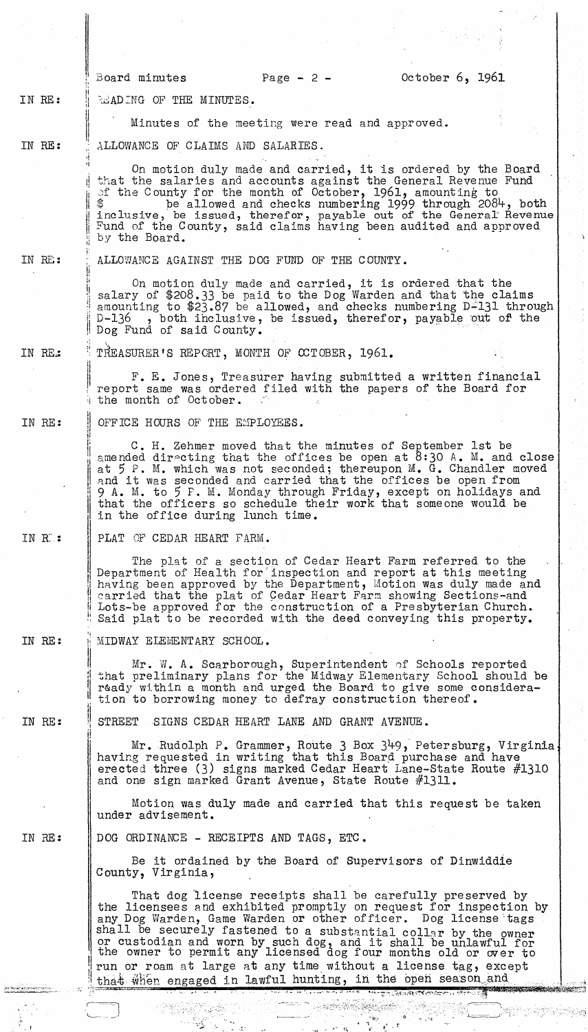Board minutes Page - 2 - October 6, 1961

IN RE: READING OF THE MINUTES.

Minutes of the meeting were read and approved.

IN RE: ALLOWANCE OF CLAIMS AND SALARIES.

On motion duly made and carried, it is ordered by the Board that the salaries and accounts against the General Revenue Fund of the County for the month of October, 1961, amounting to $ be allowed and checks numbering 1999 through 2084, both inclusive, be issued, therefor, payable out of the General Revenue Fund of the County, said claims having been audited and approved by the Board.

IN RE: ALLOWANCE AGAINST THE DOG FUND OF THE COUNTY.

On motion duly made and carried, it is ordered that the salary of $208.33 be paid to the Dog Warden and that the claims amounting to $23.87 be allowed, and checks numbering D-131 through D-136 , both inclusive, be issued, therefor, payable out of the Dog Fund of said County.

IN RE: TREASURER'S REPORT, MONTH OF OCTOBER, 1961.

F. E. Jones, Treasurer having submitted a written financial report same was ordered filed with the papers of the Board for the month of October.

IN RE: OFFICE HOURS OF THE EMPLOYEES.

C. H. Zehmer moved that the minutes of September 1st be amended directing that the offices be open at 8:30 A. M. and close at 5 P. M. which was not seconded; thereupon M. G. Chandler moved and it was seconded and carried that the offices be open from 9 A. M. to 5 P. M. Monday through Friday, except on holidays and that the officers so schedule their work that someone would be in the office during lunch time.

IN RE: PLAT OF CEDAR HEART FARM.

The plat of a section of Cedar Heart Farm referred to the Department of Health for inspection and report at this meeting having been approved by the Department, Motion was duly made and carried that the plat of Cedar Heart Farm showing Sections-and Lots-be approved for the construction of a Presbyterian Church. Said plat to be recorded with the deed conveying this property.

IN RE: MIDWAY ELEMENTARY SCHOOL.

Mr. W. A. Scarborough, Superintendent of Schools reported that preliminary plans for the Midway Elementary School should be ready within a month and urged the Board to give some consideration to borrowing money to defray construction thereof.

IN RE: STREET SIGNS CEDAR HEART LANE AND GRANT AVENUE.

Mr. Rudolph P. Grammer, Route 3 Box 349, Petersburg, Virginia having requested in writing that this Board purchase and have erected three (3) signs marked Cedar Heart Lane-State Route #1310 and one sign marked Grant Avenue, State Route #1311.

Motion was duly made and carried that this request be taken under advisement.

IN RE: DOG ORDINANCE - RECEIPTS AND TAGS, ETC.

Be it ordained by the Board of Supervisors of Dinwiddie County, Virginia,

That dog license receipts shall be carefully preserved by the licensees and exhibited promptly on request for inspection by any Dog Warden, Game Warden or other officer. Dog license tags shall be securely fastened to a substantial collar by the owner or custodian and worn by such dog, and it shall be unlawful for the owner to permit any licensed dog four months old or over to run or roam at large at any time without a license tag, except that when engaged in lawful hunting, in the open season and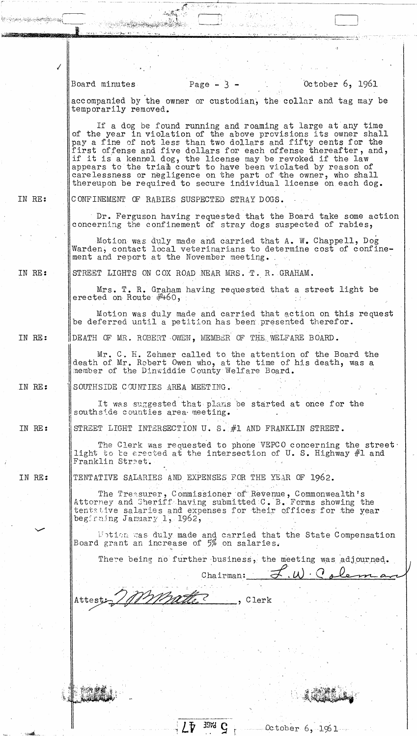accompanied by the owner or custodian, the collar and tag may be temporarily removed.

If a dog be found running and roaming at large at any time of the year in violation of the above provisions its owner shall pay a fine of not less than two dollars and fifty cents for the first offense and five dollars for each offense thereafter, and, if it is a kennel dog, the license may be revoked if the law appears to the trial court to have been violated by reason of carelessness or negligence on the part of the owner, who shall thereupon be required to secure individual license on each dog.

IN RE: CONFINEMENT OF RABIES SUSPECTED STRAY DOGS.

Dr. Ferguson having requested that the Board take some action concerning the confinement of stray dogs suspected of rabies,

Motion was duly made and carried that A. W. Chappell, Dog Warden, contact local veterinarians to determine cost of confinement and report at the November meeting.

IN RE: STREET LIGHTS ON COX ROAD NEAR MRS. T. R. GRAHAM.

Mrs. T. R. Graham having requested that a street light be erected on Route #460,

Motion was duly made and carried that action on this request be deferred until a petition has been presented therefor.

IN RE: DEATH OF MR. ROBERT OWEN, MEMBER OF THE WELFARE BOARD.

Mr. C. H. Zehmer called to the attention of the Board the death of Mr. Robert Owen who, at the time of his death, was a member of the Dinwiddie County Welfare Board.

IN RE: SOUTHSIDE COUNTIES AREA MEETING.

It was suggested that plans be started at once for the southside counties area meeting.

IN RE: STREET LIGHT INTERSECTION U. S. #1 AND FRANKLIN STREET.

The Clerk was requested to phone VEPCO concerning the street light to be erected at the intersection of U. S. Highway #1 and Franklin Street.

IN RE: TENTATIVE SALARIES AND EXPENSES FOR THE YEAR OF 1962.

The Treasurer, Commissioner of Revenue, Commonwealth's Attorney and Sheriff having submitted C. B. Forms showing the tentative salaries and expenses for their offices for the year beginning January 1, 1962,

Motion was duly made and carried that the State Compensation Board grant an increase of 5% on salaries.

There being no further business, the meeting was adjourned.

Chairman: L. W. Coleman

Attest: M. Watts, Clerk

5 PAGE 47 October 6, 1961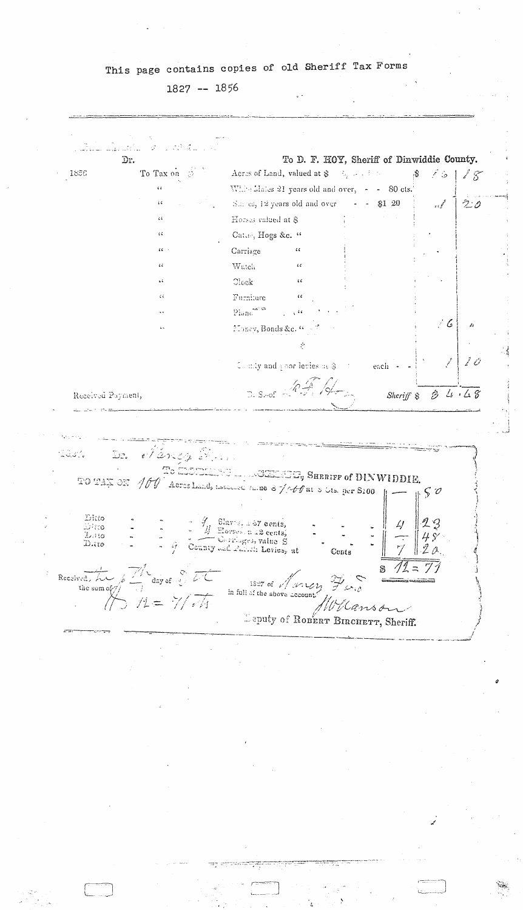This page contains copies of old Sheriff Tax Forms

1827 -- 1856

Dr. — To D. F. HOY, Sheriff of Dinwiddie County.

| | | | | |
|---|---|---|---|---|
| 1856 | To Tax on | Acres of Land, valued at $ | $ 23 | 18 |
| | " | White Males 21 years old and over, - - 80 cts. | | |
| | " | Slaves, 12 years old and over - - $1 20 | 1 | 20 |
| | " | Horses valued at $ | | |
| | " | Cattle, Hogs &c. " | | |
| | " | Carriage " | | |
| | " | Watch " | | |
| | " | Clock " | | |
| | " | Furniture " | | |
| | " | Piano " | | |
| | " | Money, Bonds &c. " | 6 | |
| | | County and poor levies at $ each - - | 1 | 10 |
| Received Payment, | | D. S. of D. F. Hoy | Sheriff $ | 34.48 |

1827. Dr. Nancy F...

To ROBERT BIRCHETT, SHERIFF of DINWIDDIE.

| | | | |
|---|---|---|---|
| TO TAX ON 100 Acres Land, assessed value $ 1/00 at 5 Cts. per $100 | | — | 50 |
| Ditto - - - 9 Slaves, a 47 cents, | | 4 | 23 |
| Ditto - - - 4 Horses, a 12 cents, | | — | 48 |
| Ditto - - - Carriages, value $ | | | |
| Ditto - - - 9 County and Parish Levies, at Cents | | 7 | 20 |
| | $ | 12 = | 71 |

Received, the 6 day of Oct 1827 of Nancy F... the sum of 12 = 71 in full of the above account

$ 12 = 71

W. Hanson

Deputy of ROBERT BIRCHETT, Sheriff.